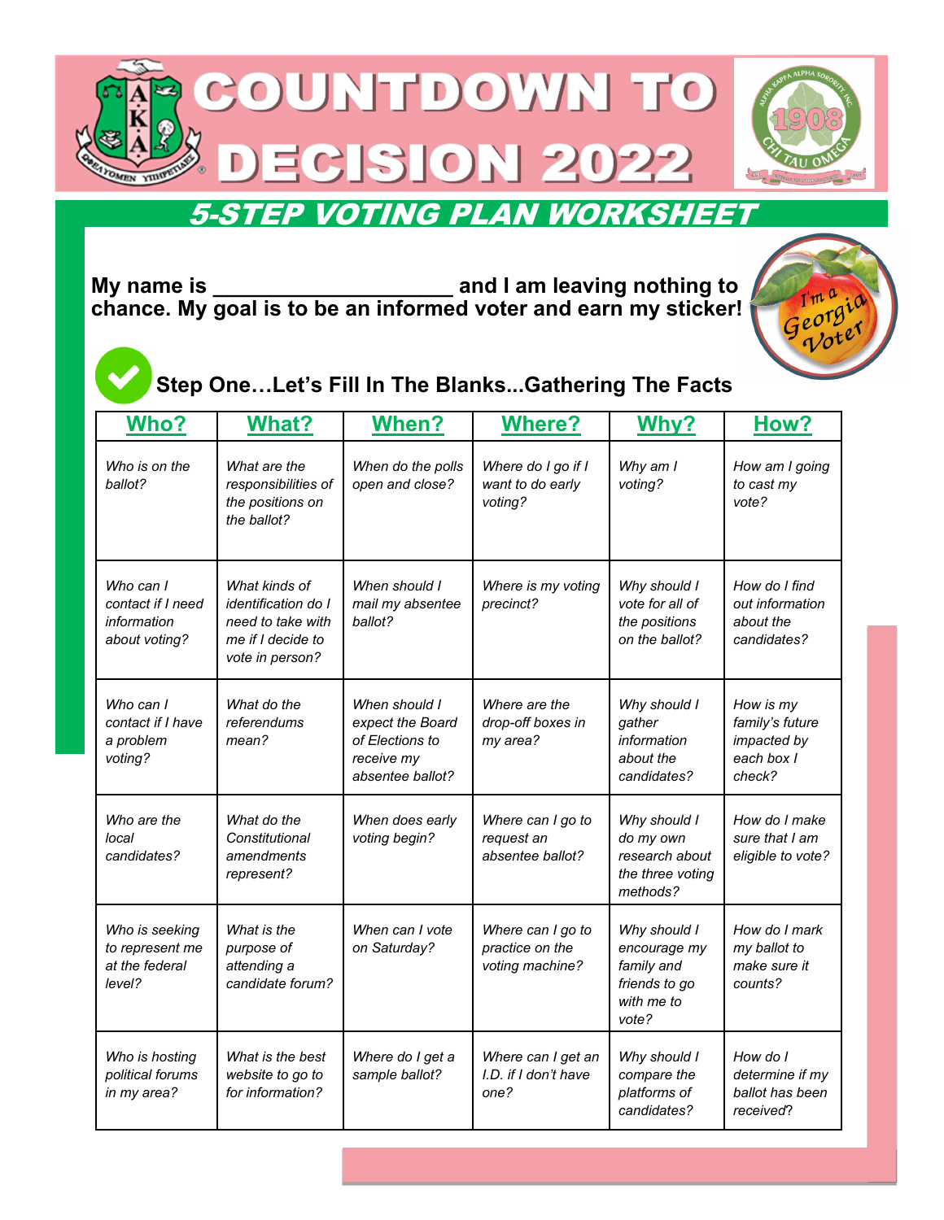# COUNTDOWN TO DECISION 2022

## 5-STEP VOTING PLAN WORKSHEET

**My name is ____________________ and I am leaving nothing to chance. My goal is to be an informed voter and earn my sticker!**

### Step One…Let's Fill In The Blanks...Gathering The Facts

| Who? | What? | When? | Where? | Why? | How? |
|---|---|---|---|---|---|
| *Who is on the ballot?* | *What are the responsibilities of the positions on the ballot?* | *When do the polls open and close?* | *Where do I go if I want to do early voting?* | *Why am I voting?* | *How am I going to cast my vote?* |
| *Who can I contact if I need information about voting?* | *What kinds of identification do I need to take with me if I decide to vote in person?* | *When should I mail my absentee ballot?* | *Where is my voting precinct?* | *Why should I vote for all of the positions on the ballot?* | *How do I find out information about the candidates?* |
| *Who can I contact if I have a problem voting?* | *What do the referendums mean?* | *When should I expect the Board of Elections to receive my absentee ballot?* | *Where are the drop-off boxes in my area?* | *Why should I gather information about the candidates?* | *How is my family's future impacted by each box I check?* |
| *Who are the local candidates?* | *What do the Constitutional amendments represent?* | *When does early voting begin?* | *Where can I go to request an absentee ballot?* | *Why should I do my own research about the three voting methods?* | *How do I make sure that I am eligible to vote?* |
| *Who is seeking to represent me at the federal level?* | *What is the purpose of attending a candidate forum?* | *When can I vote on Saturday?* | *Where can I go to practice on the voting machine?* | *Why should I encourage my family and friends to go with me to vote?* | *How do I mark my ballot to make sure it counts?* |
| *Who is hosting political forums in my area?* | *What is the best website to go to for information?* | *Where do I get a sample ballot?* | *Where can I get an I.D. if I don't have one?* | *Why should I compare the platforms of candidates?* | *How do I determine if my ballot has been received?* |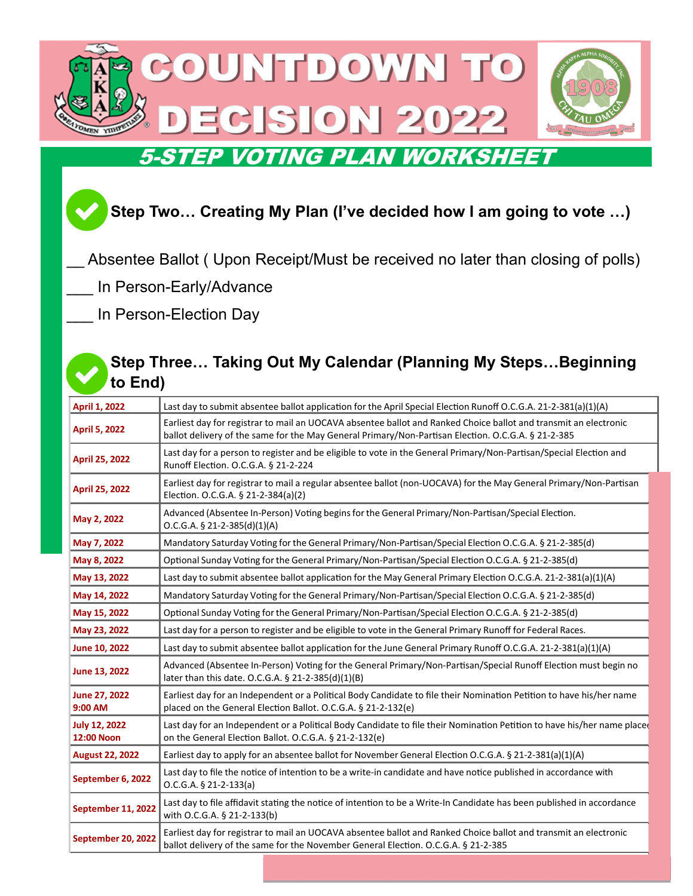# COUNTDOWN TO DECISION 2022

## 5-STEP VOTING PLAN WORKSHEET

### Step Two… Creating My Plan (I've decided how I am going to vote …)

__ Absentee Ballot ( Upon Receipt/Must be received no later than closing of polls)

___ In Person-Early/Advance

___ In Person-Election Day

### Step Three… Taking Out My Calendar (Planning My Steps…Beginning to End)

| Date | Event |
|---|---|
| **April 1, 2022** | Last day to submit absentee ballot application for the April Special Election Runoff O.C.G.A. 21-2-381(a)(1)(A) |
| **April 5, 2022** | Earliest day for registrar to mail an UOCAVA absentee ballot and Ranked Choice ballot and transmit an electronic ballot delivery of the same for the May General Primary/Non-Partisan Election. O.C.G.A. § 21-2-385 |
| **April 25, 2022** | Last day for a person to register and be eligible to vote in the General Primary/Non-Partisan/Special Election and Runoff Election. O.C.G.A. § 21-2-224 |
| **April 25, 2022** | Earliest day for registrar to mail a regular absentee ballot (non-UOCAVA) for the May General Primary/Non-Partisan Election. O.C.G.A. § 21-2-384(a)(2) |
| **May 2, 2022** | Advanced (Absentee In-Person) Voting begins for the General Primary/Non-Partisan/Special Election. O.C.G.A. § 21-2-385(d)(1)(A) |
| **May 7, 2022** | Mandatory Saturday Voting for the General Primary/Non-Partisan/Special Election O.C.G.A. § 21-2-385(d) |
| **May 8, 2022** | Optional Sunday Voting for the General Primary/Non-Partisan/Special Election O.C.G.A. § 21-2-385(d) |
| **May 13, 2022** | Last day to submit absentee ballot application for the May General Primary Election O.C.G.A. 21-2-381(a)(1)(A) |
| **May 14, 2022** | Mandatory Saturday Voting for the General Primary/Non-Partisan/Special Election O.C.G.A. § 21-2-385(d) |
| **May 15, 2022** | Optional Sunday Voting for the General Primary/Non-Partisan/Special Election O.C.G.A. § 21-2-385(d) |
| **May 23, 2022** | Last day for a person to register and be eligible to vote in the General Primary Runoff for Federal Races. |
| **June 10, 2022** | Last day to submit absentee ballot application for the June General Primary Runoff O.C.G.A. 21-2-381(a)(1)(A) |
| **June 13, 2022** | Advanced (Absentee In-Person) Voting for the General Primary/Non-Partisan/Special Runoff Election must begin no later than this date. O.C.G.A. § 21-2-385(d)(1)(B) |
| **June 27, 2022 9:00 AM** | Earliest day for an Independent or a Political Body Candidate to file their Nomination Petition to have his/her name placed on the General Election Ballot. O.C.G.A. § 21-2-132(e) |
| **July 12, 2022 12:00 Noon** | Last day for an Independent or a Political Body Candidate to file their Nomination Petition to have his/her name placed on the General Election Ballot. O.C.G.A. § 21-2-132(e) |
| **August 22, 2022** | Earliest day to apply for an absentee ballot for November General Election O.C.G.A. § 21-2-381(a)(1)(A) |
| **September 6, 2022** | Last day to file the notice of intention to be a write-in candidate and have notice published in accordance with O.C.G.A. § 21-2-133(a) |
| **September 11, 2022** | Last day to file affidavit stating the notice of intention to be a Write-In Candidate has been published in accordance with O.C.G.A. § 21-2-133(b) |
| **September 20, 2022** | Earliest day for registrar to mail an UOCAVA absentee ballot and Ranked Choice ballot and transmit an electronic ballot delivery of the same for the November General Election. O.C.G.A. § 21-2-385 |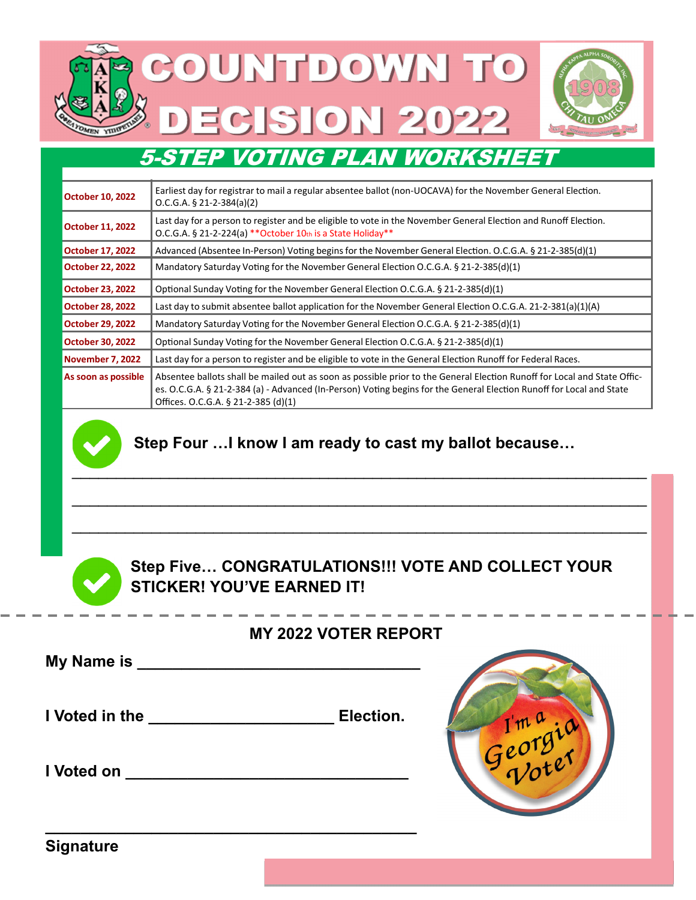# COUNTDOWN TO DECISION 2022

## 5-STEP VOTING PLAN WORKSHEET

| | |
|---|---|
| October 10, 2022 | Earliest day for registrar to mail a regular absentee ballot (non-UOCAVA) for the November General Election. O.C.G.A. § 21-2-384(a)(2) |
| October 11, 2022 | Last day for a person to register and be eligible to vote in the November General Election and Runoff Election. O.C.G.A. § 21-2-224(a) **October 10th is a State Holiday** |
| October 17, 2022 | Advanced (Absentee In-Person) Voting begins for the November General Election. O.C.G.A. § 21-2-385(d)(1) |
| October 22, 2022 | Mandatory Saturday Voting for the November General Election O.C.G.A. § 21-2-385(d)(1) |
| October 23, 2022 | Optional Sunday Voting for the November General Election O.C.G.A. § 21-2-385(d)(1) |
| October 28, 2022 | Last day to submit absentee ballot application for the November General Election O.C.G.A. 21-2-381(a)(1)(A) |
| October 29, 2022 | Mandatory Saturday Voting for the November General Election O.C.G.A. § 21-2-385(d)(1) |
| October 30, 2022 | Optional Sunday Voting for the November General Election O.C.G.A. § 21-2-385(d)(1) |
| November 7, 2022 | Last day for a person to register and be eligible to vote in the General Election Runoff for Federal Races. |
| As soon as possible | Absentee ballots shall be mailed out as soon as possible prior to the General Election Runoff for Local and State Offices. O.C.G.A. § 21-2-384 (a) - Advanced (In-Person) Voting begins for the General Election Runoff for Local and State Offices. O.C.G.A. § 21-2-385 (d)(1) |

**Step Four …I know I am ready to cast my ballot because…**

\_\_\_\_\_\_\_\_\_\_\_\_\_\_\_\_\_\_\_\_\_\_\_\_\_\_\_\_\_\_\_\_\_\_\_\_\_\_\_\_\_\_\_\_\_\_\_\_\_\_\_\_\_\_\_\_\_\_\_\_\_\_

\_\_\_\_\_\_\_\_\_\_\_\_\_\_\_\_\_\_\_\_\_\_\_\_\_\_\_\_\_\_\_\_\_\_\_\_\_\_\_\_\_\_\_\_\_\_\_\_\_\_\_\_\_\_\_\_\_\_\_\_\_\_

\_\_\_\_\_\_\_\_\_\_\_\_\_\_\_\_\_\_\_\_\_\_\_\_\_\_\_\_\_\_\_\_\_\_\_\_\_\_\_\_\_\_\_\_\_\_\_\_\_\_\_\_\_\_\_\_\_\_\_\_\_\_

**Step Five… CONGRATULATIONS!!! VOTE AND COLLECT YOUR STICKER! YOU'VE EARNED IT!**

---

## MY 2022 VOTER REPORT

**My Name is** \_\_\_\_\_\_\_\_\_\_\_\_\_\_\_\_\_\_\_\_\_\_\_\_\_\_\_\_\_\_\_\_

**I Voted in the** \_\_\_\_\_\_\_\_\_\_\_\_\_\_\_\_\_\_\_\_\_ **Election.**

**I Voted on** \_\_\_\_\_\_\_\_\_\_\_\_\_\_\_\_\_\_\_\_\_\_\_\_\_\_\_\_\_\_\_\_

\_\_\_\_\_\_\_\_\_\_\_\_\_\_\_\_\_\_\_\_\_\_\_\_\_\_\_\_\_\_\_\_\_\_\_\_\_\_\_\_\_\_

**Signature**

I'm a Georgia Voter